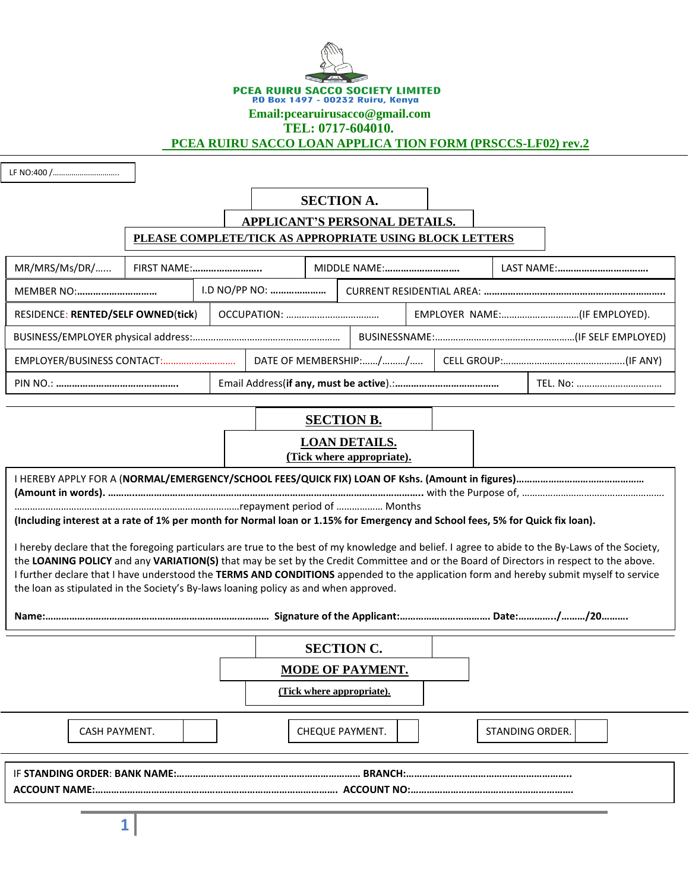**PCEA RUIRU SACCO SOCIETY LIMITED**
**P.O Box 1497 - 00232 Ruiru, Kenya**
**Email:pcearuirusacco@gmail.com**
**TEL: 0717-604010.**

# PCEA RUIRU SACCO LOAN APPLICA TION FORM (PRSCCS-LF02) rev.2

LF NO:400 /…………………………..

## SECTION A.

## APPLICANT'S PERSONAL DETAILS.

**PLEASE COMPLETE/TICK AS APPROPRIATE USING BLOCK LETTERS**

| MR/MRS/Ms/DR/…… | FIRST NAME:…………………….. | MIDDLE NAME:……………………… | LAST NAME:…………………………… |
|---|---|---|---|
| MEMBER NO:……………………….. | I.D NO/PP NO: ………………… | CURRENT RESIDENTIAL AREA: ………………………………………………………….. | |
| RESIDENCE: **RENTED/SELF OWNED**(**tick**) | OCCUPATION: ……………………………… | EMPLOYER NAME:…………………………(IF EMPLOYED). | |
| BUSINESS/EMPLOYER physical address:………………………………………………… | BUSINESSNAME:………………………………………………(IF SELF EMPLOYED) | | |
| EMPLOYER/BUSINESS CONTACT:………………………. | DATE OF MEMBERSHIP:……/………/….. | CELL GROUP:…………………………………………(IF ANY) | |
| PIN NO.: ……………………………………… | Email Address(**if any, must be active**).:………………………………… | TEL. No: …………………………… | |

## SECTION B.

## LOAN DETAILS.

**(Tick where appropriate).**

I HEREBY APPLY FOR A (**NORMAL/EMERGENCY/SCHOOL FEES/QUICK FIX) LOAN OF Kshs. (Amount in figures)…………………………………………**
**(Amount in words). ……………………………………………………………………………………………..** with the Purpose of, ………………………………………………
……………………………………………………………………repayment period of ……………… Months
**(Including interest at a rate of 1% per month for Normal loan or 1.15% for Emergency and School fees, 5% for Quick fix loan).**

I hereby declare that the foregoing particulars are true to the best of my knowledge and belief. I agree to abide to the By-Laws of the Society, the **LOANING POLICY** and any **VARIATION(S)** that may be set by the Credit Committee and or the Board of Directors in respect to the above. I further declare that I have understood the **TERMS AND CONDITIONS** appended to the application form and hereby submit myself to service the loan as stipulated in the Society's By-laws loaning policy as and when approved.

**Name:………………………………………………………………………… Signature of the Applicant:…………………………… Date:…………./………/20……….**

## SECTION C.

## MODE OF PAYMENT.

**(Tick where appropriate).**

| CASH PAYMENT. | | CHEQUE PAYMENT. | | STANDING ORDER. | |
|---|---|---|---|---|---|

IF **STANDING ORDER**: **BANK NAME:…………………………………………………………… BRANCH:…………………………………………………….**
**ACCOUNT NAME:……………………………………………………………………………. ACCOUNT NO:…………………………………………………….**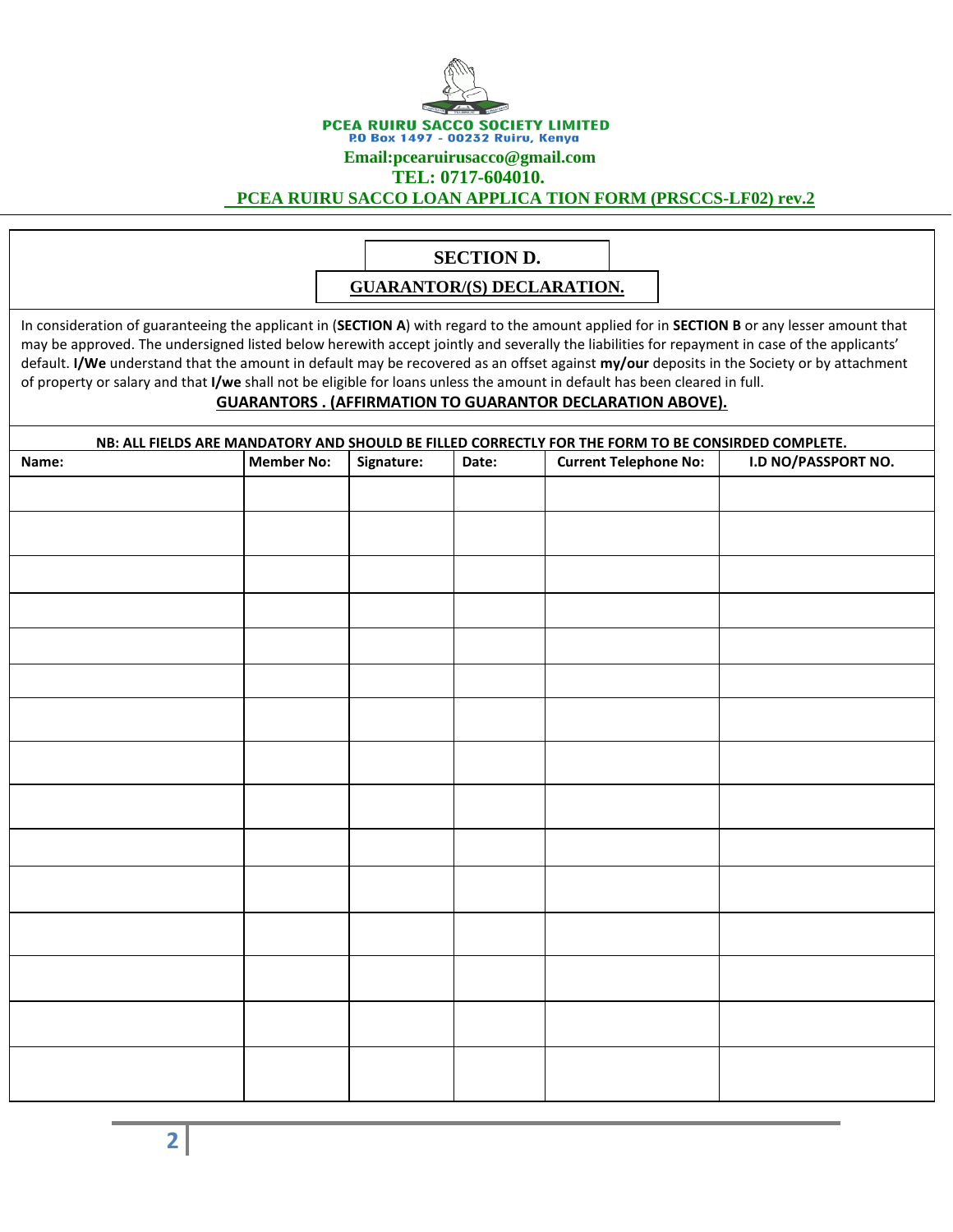**PCEA RUIRU SACCO SOCIETY LIMITED**
P.O Box 1497 - 00232 Ruiru, Kenya
Email:pcearuirusacco@gmail.com
TEL: 0717-604010.

**PCEA RUIRU SACCO LOAN APPLICA TION FORM (PRSCCS-LF02) rev.2**

## SECTION D.

## GUARANTOR/(S) DECLARATION.

In consideration of guaranteeing the applicant in (**SECTION A**) with regard to the amount applied for in **SECTION B** or any lesser amount that may be approved. The undersigned listed below herewith accept jointly and severally the liabilities for repayment in case of the applicants' default. **I/We** understand that the amount in default may be recovered as an offset against **my/our** deposits in the Society or by attachment of property or salary and that **I/we** shall not be eligible for loans unless the amount in default has been cleared in full.

**GUARANTORS . (AFFIRMATION TO GUARANTOR DECLARATION ABOVE).**

**NB: ALL FIELDS ARE MANDATORY AND SHOULD BE FILLED CORRECTLY FOR THE FORM TO BE CONSIRDED COMPLETE.**

| Name: | Member No: | Signature: | Date: | Current Telephone No: | I.D NO/PASSPORT NO. |
|---|---|---|---|---|---|
| | | | | | |
| | | | | | |
| | | | | | |
| | | | | | |
| | | | | | |
| | | | | | |
| | | | | | |
| | | | | | |
| | | | | | |
| | | | | | |
| | | | | | |
| | | | | | |
| | | | | | |
| | | | | | |
| | | | | | |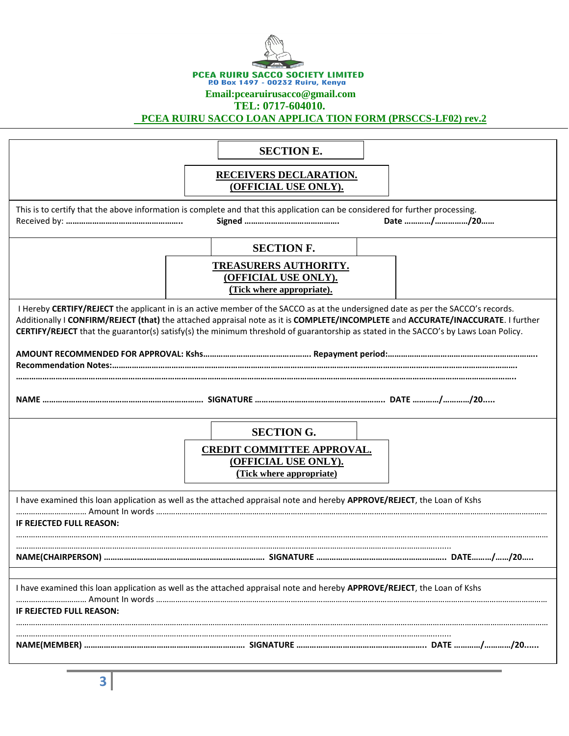**PCEA RUIRU SACCO SOCIETY LIMITED**
**P.O Box 1497 - 00232 Ruiru, Kenya**
**Email:pcearuirusacco@gmail.com**
**TEL: 0717-604010.**
**PCEA RUIRU SACCO LOAN APPLICA TION FORM (PRSCCS-LF02) rev.2**

## SECTION E.

### RECEIVERS DECLARATION. (OFFICIAL USE ONLY).

This is to certify that the above information is complete and that this application can be considered for further processing.
Received by: …………………………………………….. **Signed** …………………………………… **Date ………../……………/20……**

## SECTION F.

### TREASURERS AUTHORITY. (OFFICIAL USE ONLY). (Tick where appropriate).

I Hereby **CERTIFY/REJECT** the applicant in is an active member of the SACCO as at the undersigned date as per the SACCO's records. Additionally I **CONFIRM/REJECT (that)** the attached appraisal note as it is **COMPLETE/INCOMPLETE** and **ACCURATE/INACCURATE**. I further **CERTIFY/REJECT** that the guarantor(s) satisfy(s) the minimum threshold of guarantorship as stated in the SACCO's by Laws Loan Policy.

**AMOUNT RECOMMENDED FOR APPROVAL: Kshs………………………………………… Repayment period:…………………………………………………………..**
**Recommendation Notes:………………………………………………………………………………………………………………………………………………………**
**…………………………………………………………………………………………………………………………………………………………………………………..**

**NAME ……………………………………………………………… SIGNATURE ………………………………………………….. DATE ………../………../20.....**

## SECTION G.

### CREDIT COMMITTEE APPROVAL. (OFFICIAL USE ONLY). (Tick where appropriate)

I have examined this loan application as well as the attached appraisal note and hereby **APPROVE/REJECT**, the Loan of Kshs ………………………… Amount In words ……………………………………………………………………………………………………………………………
**IF REJECTED FULL REASON:**
……………………………………………………………………………………………………………………………………………………………………………
……………………………………………………………………………………………………………………………………………………...

**NAME(CHAIRPERSON) ……………………………………………………………… SIGNATURE ………………………………………………….. DATE………/……/20…..**

I have examined this loan application as well as the attached appraisal note and hereby **APPROVE/REJECT**, the Loan of Kshs ………………………… Amount In words ……………………………………………………………………………………………………………………………
**IF REJECTED FULL REASON:**
……………………………………………………………………………………………………………………………………………………………………………
……………………………………………………………………………………………………………………………………………………...

**NAME(MEMBER) ……………………………………………………………… SIGNATURE ………………………………………………….. DATE ………../………../20......**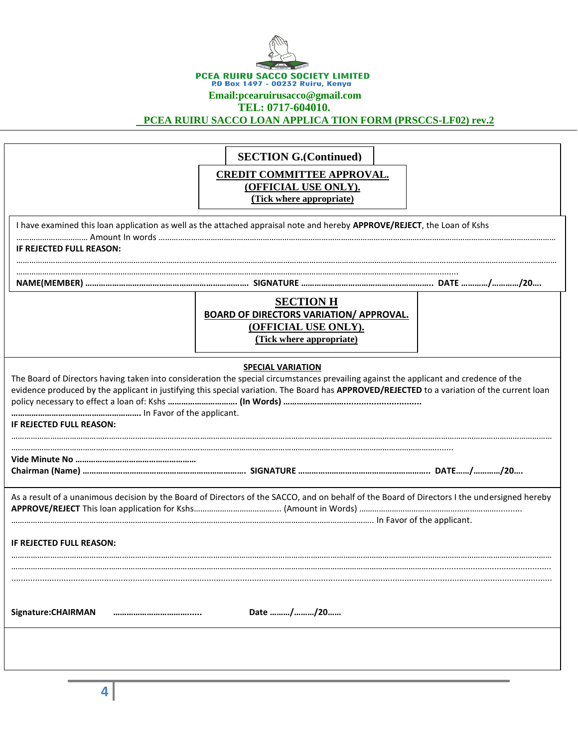**PCEA RUIRU SACCO SOCIETY LIMITED**
**P.O Box 1497 - 00232 Ruiru, Kenya**
**Email:pcearuirusacco@gmail.com**
**TEL: 0717-604010.**
**PCEA RUIRU SACCO LOAN APPLICA TION FORM (PRSCCS-LF02) rev.2**

## SECTION G.(Continued)

**CREDIT COMMITTEE APPROVAL.**
**(OFFICIAL USE ONLY).**
**(Tick where appropriate)**

I have examined this loan application as well as the attached appraisal note and hereby **APPROVE/REJECT**, the Loan of Kshs ………………………… Amount In words ……………………………………………………………………………………………………………………………………

**IF REJECTED FULL REASON:**

…………………………………………………………………………………………………………………………………………………………………………………

…………………………………………………………………………………………………………………………………………………………………

**NAME(MEMBER) ……………………………………………………………… SIGNATURE ………………………………………………….. DATE …………/…………/20….**

## SECTION H

**BOARD OF DIRECTORS VARIATION/ APPROVAL.**
**(OFFICIAL USE ONLY).**
**(Tick where appropriate)**

**SPECIAL VARIATION**

The Board of Directors having taken into consideration the special circumstances prevailing against the applicant and credence of the evidence produced by the applicant in justifying this special variation. The Board has **APPROVED/REJECTED** to a variation of the current loan policy necessary to effect a loan of: Kshs **………………………… (In Words) ……………………...........................**
**…………………………………………………** In Favor of the applicant.

**IF REJECTED FULL REASON:**

…………………………………………………………………………………………………………………………………………………………………………………

…………………………………………………………………………………………………………………………………………………………………

**Vide Minute No ………………………………………………**
**Chairman (Name) ……………………………………………………………… SIGNATURE ………………………………………………….. DATE……/…………/20….**

As a result of a unanimous decision by the Board of Directors of the SACCO, and on behalf of the Board of Directors I the undersigned hereby **APPROVE/REJECT** This loan application for Kshs………………………………….. (Amount in Words) ………………………………………………………...........
…………………………………………………………………………………………………………………………………………… In Favor of the applicant.

**IF REJECTED FULL REASON:**

…………………………………………………………………………………………………………………………………………………………………………………

…………………………………………………………………………………………………………………………………………………………………………………

…………………………………………………………………………………………………………………………………………………………………………………

**Signature:CHAIRMAN ………………………………...... Date ………/………/20……**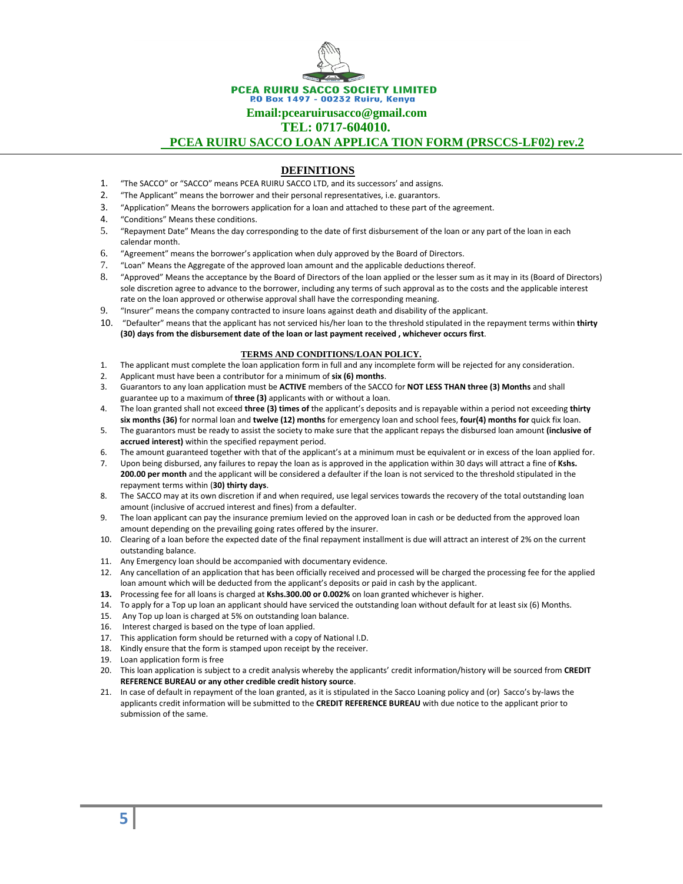**PCEA RUIRU SACCO SOCIETY LIMITED**
**P.O Box 1497 - 00232 Ruiru, Kenya**
**Email:pcearuirusacco@gmail.com**
**TEL: 0717-604010.**

# PCEA RUIRU SACCO LOAN APPLICA TION FORM (PRSCCS-LF02) rev.2

## DEFINITIONS

1. "The SACCO" or "SACCO" means PCEA RUIRU SACCO LTD, and its successors' and assigns.
2. "The Applicant" means the borrower and their personal representatives, i.e. guarantors.
3. "Application" Means the borrowers application for a loan and attached to these part of the agreement.
4. "Conditions" Means these conditions.
5. "Repayment Date" Means the day corresponding to the date of first disbursement of the loan or any part of the loan in each calendar month.
6. "Agreement" means the borrower's application when duly approved by the Board of Directors.
7. "Loan" Means the Aggregate of the approved loan amount and the applicable deductions thereof.
8. "Approved" Means the acceptance by the Board of Directors of the loan applied or the lesser sum as it may in its (Board of Directors) sole discretion agree to advance to the borrower, including any terms of such approval as to the costs and the applicable interest rate on the loan approved or otherwise approval shall have the corresponding meaning.
9. "Insurer" means the company contracted to insure loans against death and disability of the applicant.
10. "Defaulter" means that the applicant has not serviced his/her loan to the threshold stipulated in the repayment terms within **thirty (30) days from the disbursement date of the loan or last payment received , whichever occurs first**.

## TERMS AND CONDITIONS/LOAN POLICY.

1. The applicant must complete the loan application form in full and any incomplete form will be rejected for any consideration.
2. Applicant must have been a contributor for a minimum of **six (6) months**.
3. Guarantors to any loan application must be **ACTIVE** members of the SACCO for **NOT LESS THAN three (3) Months** and shall guarantee up to a maximum of **three (3)** applicants with or without a loan.
4. The loan granted shall not exceed **three (3) times of** the applicant's deposits and is repayable within a period not exceeding **thirty six months (36)** for normal loan and **twelve (12) months** for emergency loan and school fees, **four(4) months for** quick fix loan.
5. The guarantors must be ready to assist the society to make sure that the applicant repays the disbursed loan amount **(inclusive of accrued interest)** within the specified repayment period.
6. The amount guaranteed together with that of the applicant's at a minimum must be equivalent or in excess of the loan applied for.
7. Upon being disbursed, any failures to repay the loan as is approved in the application within 30 days will attract a fine of **Kshs. 200.00 per month** and the applicant will be considered a defaulter if the loan is not serviced to the threshold stipulated in the repayment terms within (**30) thirty days**.
8. The SACCO may at its own discretion if and when required, use legal services towards the recovery of the total outstanding loan amount (inclusive of accrued interest and fines) from a defaulter.
9. The loan applicant can pay the insurance premium levied on the approved loan in cash or be deducted from the approved loan amount depending on the prevailing going rates offered by the insurer.
10. Clearing of a loan before the expected date of the final repayment installment is due will attract an interest of 2% on the current outstanding balance.
11. Any Emergency loan should be accompanied with documentary evidence.
12. Any cancellation of an application that has been officially received and processed will be charged the processing fee for the applied loan amount which will be deducted from the applicant's deposits or paid in cash by the applicant.
13. Processing fee for all loans is charged at **Kshs.300.00 or 0.002%** on loan granted whichever is higher.
14. To apply for a Top up loan an applicant should have serviced the outstanding loan without default for at least six (6) Months.
15. Any Top up loan is charged at 5% on outstanding loan balance.
16. Interest charged is based on the type of loan applied.
17. This application form should be returned with a copy of National I.D.
18. Kindly ensure that the form is stamped upon receipt by the receiver.
19. Loan application form is free
20. This loan application is subject to a credit analysis whereby the applicants' credit information/history will be sourced from **CREDIT REFERENCE BUREAU or any other credible credit history source**.
21. In case of default in repayment of the loan granted, as it is stipulated in the Sacco Loaning policy and (or) Sacco's by-laws the applicants credit information will be submitted to the **CREDIT REFERENCE BUREAU** with due notice to the applicant prior to submission of the same.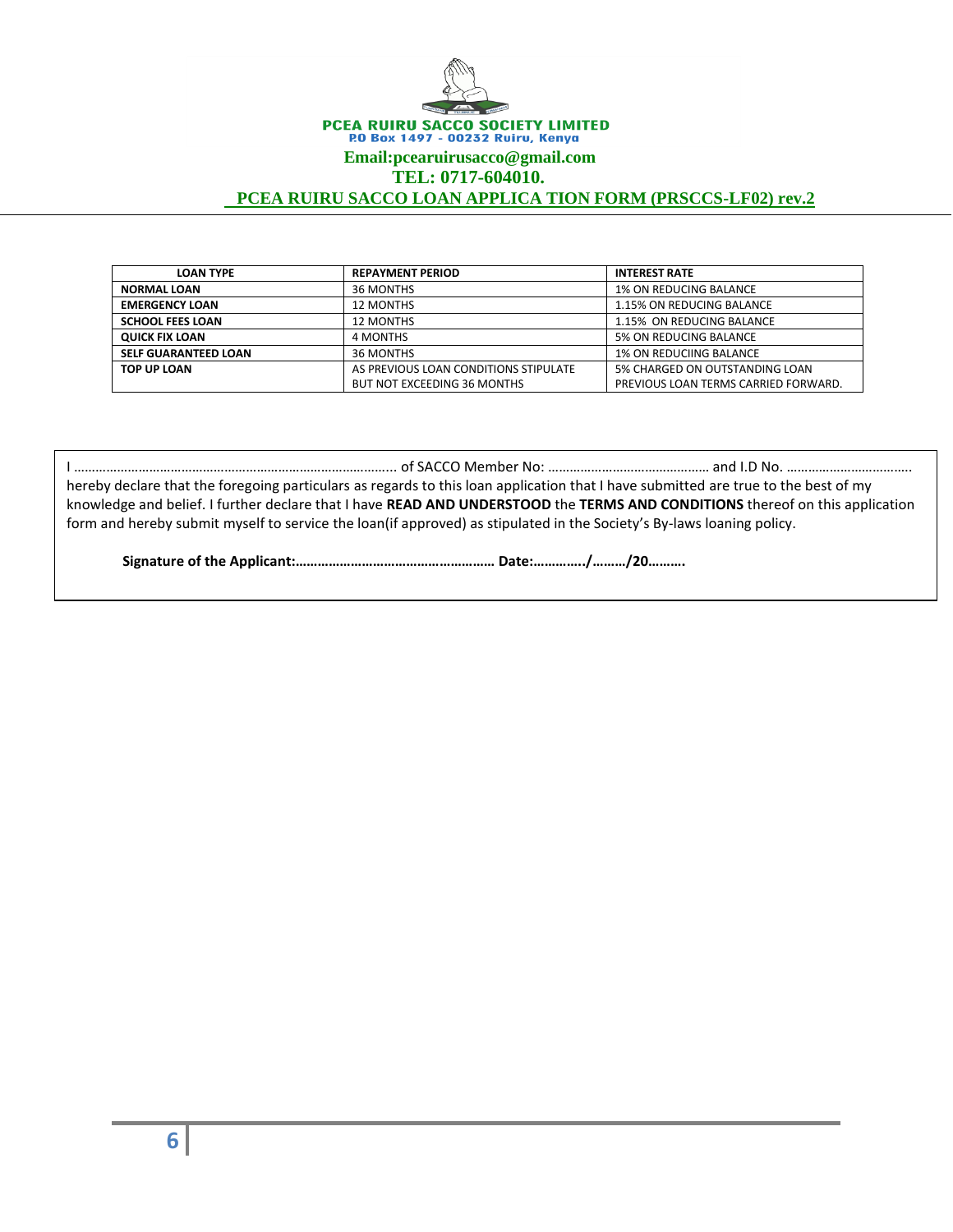**PCEA RUIRU SACCO SOCIETY LIMITED**
**P.O Box 1497 - 00232 Ruiru, Kenya**
**Email:pcearuirusacco@gmail.com**
**TEL: 0717-604010.**

## PCEA RUIRU SACCO LOAN APPLICA TION FORM (PRSCCS-LF02) rev.2

| LOAN TYPE | REPAYMENT PERIOD | INTEREST RATE |
|---|---|---|
| **NORMAL LOAN** | 36 MONTHS | 1% ON REDUCING BALANCE |
| **EMERGENCY LOAN** | 12 MONTHS | 1.15% ON REDUCING BALANCE |
| **SCHOOL FEES LOAN** | 12 MONTHS | 1.15% ON REDUCING BALANCE |
| **QUICK FIX LOAN** | 4 MONTHS | 5% ON REDUCING BALANCE |
| **SELF GUARANTEED LOAN** | 36 MONTHS | 1% ON REDUCIING BALANCE |
| **TOP UP LOAN** | AS PREVIOUS LOAN CONDITIONS STIPULATE BUT NOT EXCEEDING 36 MONTHS | 5% CHARGED ON OUTSTANDING LOAN PREVIOUS LOAN TERMS CARRIED FORWARD. |

I ……………………………………………………………………………….. of SACCO Member No: ……………………………………… and I.D No. …………………………….. hereby declare that the foregoing particulars as regards to this loan application that I have submitted are true to the best of my knowledge and belief. I further declare that I have **READ AND UNDERSTOOD** the **TERMS AND CONDITIONS** thereof on this application form and hereby submit myself to service the loan(if approved) as stipulated in the Society's By-laws loaning policy.

**Signature of the Applicant:……………………………………………… Date:…………../………/20……….**